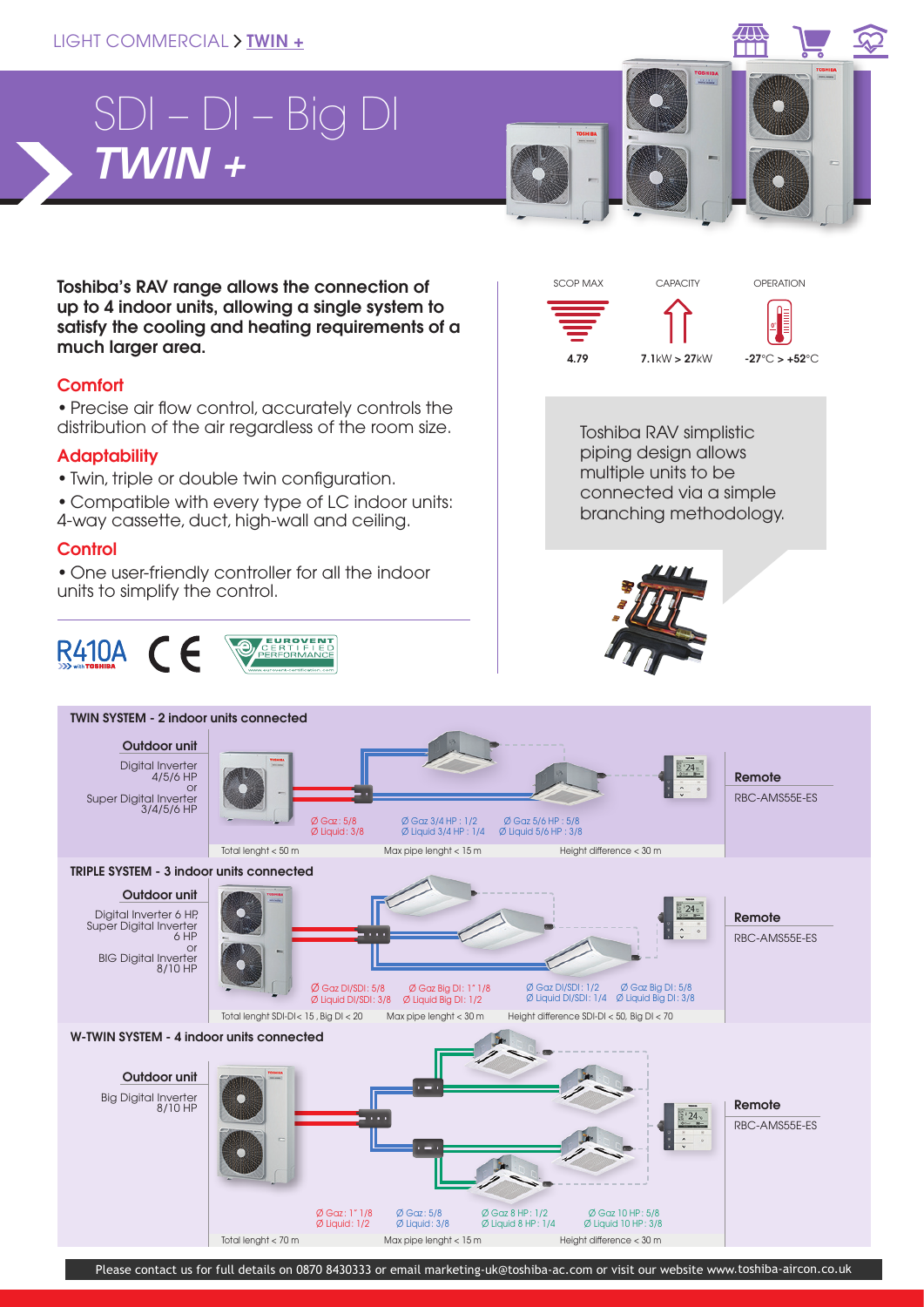LIGHT COMMERCIAL > TWIN +

# SDI – DI – Big DI
# *TWIN +*

**Toshiba's RAV range allows the connection of up to 4 indoor units, allowing a single system to satisfy the cooling and heating requirements of a much larger area.**

### Comfort

• Precise air flow control, accurately controls the distribution of the air regardless of the room size.

### Adaptability

• Twin, triple or double twin configuration.

• Compatible with every type of LC indoor units: 4-way cassette, duct, high-wall and ceiling.

### Control

• One user-friendly controller for all the indoor units to simplify the control.

R410A with TOSHIBA

| SCOP MAX | CAPACITY | OPERATION |
|---|---|---|
| 4.79 | 7.1kW > 27kW | -27°C > +52°C |

Toshiba RAV simplistic piping design allows multiple units to be connected via a simple branching methodology.

## TWIN SYSTEM - 2 indoor units connected

**Outdoor unit**

Digital Inverter 4/5/6 HP or Super Digital Inverter 3/4/5/6 HP

Ø Gaz: 5/8
Ø Liquid: 3/8

Ø Gaz 3/4 HP : 1/2
Ø Liquid 3/4 HP : 1/4

Ø Gaz 5/6 HP : 5/8
Ø Liquid 5/6 HP : 3/8

Total lenght < 50 m | Max pipe lenght < 15 m | Height difference < 30 m

**Remote**

RBC-AMS55E-ES

## TRIPLE SYSTEM - 3 indoor units connected

**Outdoor unit**

Digital Inverter 6 HP, Super Digital Inverter 6 HP or BIG Digital Inverter 8/10 HP

Ø Gaz DI/SDI: 5/8
Ø Liquid DI/SDI: 3/8

Ø Gaz Big DI: 1" 1/8
Ø Liquid Big DI: 1/2

Ø Gaz DI/SDI: 1/2
Ø Liquid DI/SDI: 1/4

Ø Gaz Big DI: 5/8
Ø Liquid Big DI: 3/8

Total lenght SDI-DI< 15 , Big DI < 20 | Max pipe lenght < 30 m | Height difference SDI-DI < 50, Big DI < 70

**Remote**

RBC-AMS55E-ES

## W-TWIN SYSTEM - 4 indoor units connected

**Outdoor unit**

Big Digital Inverter 8/10 HP

Ø Gaz: 1" 1/8
Ø Liquid: 1/2

Ø Gaz: 5/8
Ø Liquid: 3/8

Ø Gaz 8 HP : 1/2
Ø Liquid 8 HP : 1/4

Ø Gaz 10 HP : 5/8
Ø Liquid 10 HP : 3/8

Total lenght < 70 m | Max pipe lenght < 15 m | Height difference < 30 m

**Remote**

RBC-AMS55E-ES

Please contact us for full details on 0870 8430333 or email marketing-uk@toshiba-ac.com or visit our website www.toshiba-aircon.co.uk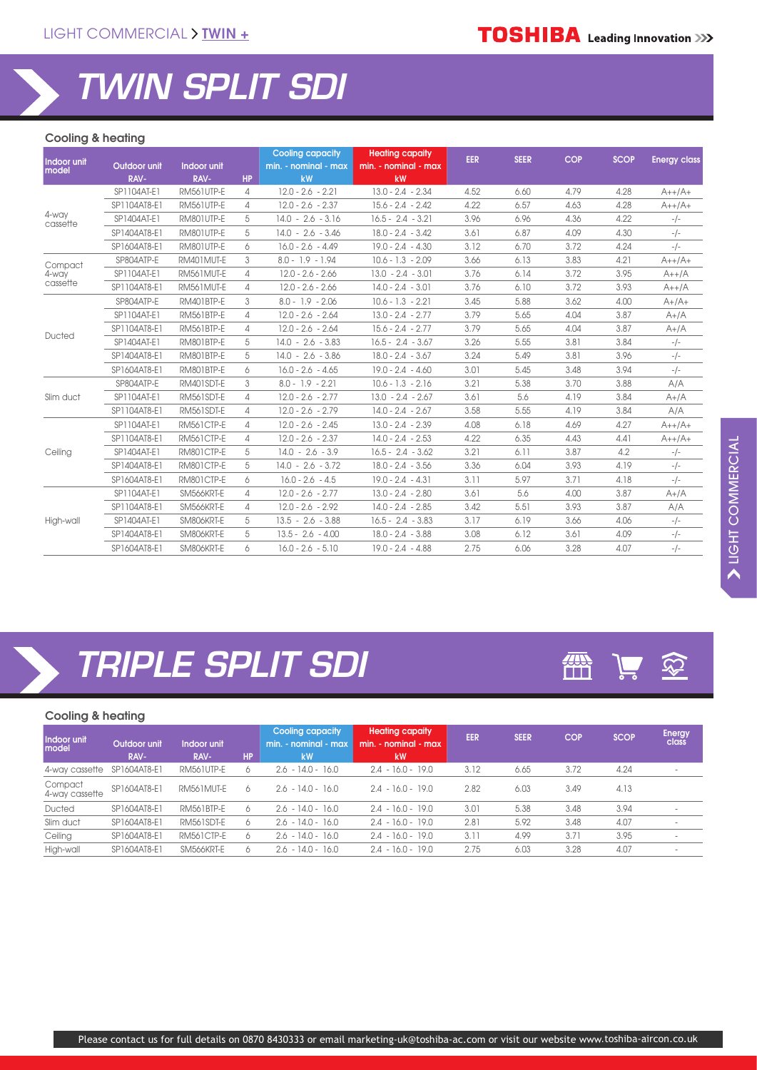LIGHT COMMERCIAL > **TWIN +**

# TWIN SPLIT SDI

### Cooling & heating

| Indoor unit model | Outdoor unit RAV- | Indoor unit RAV- | HP | Cooling capacity min. - nominal - max kW | Heating capaity min. - nominal - max kW | EER | SEER | COP | SCOP | Energy class |
|---|---|---|---|---|---|---|---|---|---|---|
| 4-way cassette | SP1104AT-E1 | RM561UTP-E | 4 | 12.0 - 2.6 - 2.21 | 13.0 - 2.4 - 2.34 | 4.52 | 6.60 | 4.79 | 4.28 | A++/A+ |
| | SP1104AT8-E1 | RM561UTP-E | 4 | 12.0 - 2.6 - 2.37 | 15.6 - 2.4 - 2.42 | 4.22 | 6.57 | 4.63 | 4.28 | A++/A+ |
| | SP1404AT-E1 | RM801UTP-E | 5 | 14.0 - 2.6 - 3.16 | 16.5 - 2.4 - 3.21 | 3.96 | 6.96 | 4.36 | 4.22 | -/- |
| | SP1404AT8-E1 | RM801UTP-E | 5 | 14.0 - 2.6 - 3.46 | 18.0 - 2.4 - 3.42 | 3.61 | 6.87 | 4.09 | 4.30 | -/- |
| | SP1604AT8-E1 | RM801UTP-E | 6 | 16.0 - 2.6 - 4.49 | 19.0 - 2.4 - 4.30 | 3.12 | 6.70 | 3.72 | 4.24 | -/- |
| Compact 4-way cassette | SP804ATP-E | RM401MUT-E | 3 | 8.0 - 1.9 - 1.94 | 10.6 - 1.3 - 2.09 | 3.66 | 6.13 | 3.83 | 4.21 | A++/A+ |
| | SP1104AT-E1 | RM561MUT-E | 4 | 12.0 - 2.6 - 2.66 | 13.0 - 2.4 - 3.01 | 3.76 | 6.14 | 3.72 | 3.95 | A++/A |
| | SP1104AT8-E1 | RM561MUT-E | 4 | 12.0 - 2.6 - 2.66 | 14.0 - 2.4 - 3.01 | 3.76 | 6.10 | 3.72 | 3.93 | A++/A |
| Ducted | SP804ATP-E | RM401BTP-E | 3 | 8.0 - 1.9 - 2.06 | 10.6 - 1.3 - 2.21 | 3.45 | 5.88 | 3.62 | 4.00 | A+/A+ |
| | SP1104AT-E1 | RM561BTP-E | 4 | 12.0 - 2.6 - 2.64 | 13.0 - 2.4 - 2.77 | 3.79 | 5.65 | 4.04 | 3.87 | A+/A |
| | SP1104AT8-E1 | RM561BTP-E | 4 | 12.0 - 2.6 - 2.64 | 15.6 - 2.4 - 2.77 | 3.79 | 5.65 | 4.04 | 3.87 | A+/A |
| | SP1404AT-E1 | RM801BTP-E | 5 | 14.0 - 2.6 - 3.83 | 16.5 - 2.4 - 3.67 | 3.26 | 5.55 | 3.81 | 3.84 | -/- |
| | SP1404AT8-E1 | RM801BTP-E | 5 | 14.0 - 2.6 - 3.86 | 18.0 - 2.4 - 3.67 | 3.24 | 5.49 | 3.81 | 3.96 | -/- |
| | SP1604AT8-E1 | RM801BTP-E | 6 | 16.0 - 2.6 - 4.65 | 19.0 - 2.4 - 4.60 | 3.01 | 5.45 | 3.48 | 3.94 | -/- |
| Slim duct | SP804ATP-E | RM401SDT-E | 3 | 8.0 - 1.9 - 2.21 | 10.6 - 1.3 - 2.16 | 3.21 | 5.38 | 3.70 | 3.88 | A/A |
| | SP1104AT-E1 | RM561SDT-E | 4 | 12.0 - 2.6 - 2.77 | 13.0 - 2.4 - 2.67 | 3.61 | 5.6 | 4.19 | 3.84 | A+/A |
| | SP1104AT8-E1 | RM561SDT-E | 4 | 12.0 - 2.6 - 2.79 | 14.0 - 2.4 - 2.67 | 3.58 | 5.55 | 4.19 | 3.84 | A/A |
| Ceiling | SP1104AT-E1 | RM561CTP-E | 4 | 12.0 - 2.6 - 2.45 | 13.0 - 2.4 - 2.39 | 4.08 | 6.18 | 4.69 | 4.27 | A++/A+ |
| | SP1104AT8-E1 | RM561CTP-E | 4 | 12.0 - 2.6 - 2.37 | 14.0 - 2.4 - 2.53 | 4.22 | 6.35 | 4.43 | 4.41 | A++/A+ |
| | SP1404AT-E1 | RM801CTP-E | 5 | 14.0 - 2.6 - 3.9 | 16.5 - 2.4 - 3.62 | 3.21 | 6.11 | 3.87 | 4.2 | -/- |
| | SP1404AT8-E1 | RM801CTP-E | 5 | 14.0 - 2.6 - 3.72 | 18.0 - 2.4 - 3.56 | 3.36 | 6.04 | 3.93 | 4.19 | -/- |
| | SP1604AT8-E1 | RM801CTP-E | 6 | 16.0 - 2.6 - 4.5 | 19.0 - 2.4 - 4.31 | 3.11 | 5.97 | 3.71 | 4.18 | -/- |
| High-wall | SP1104AT-E1 | SM566KRT-E | 4 | 12.0 - 2.6 - 2.77 | 13.0 - 2.4 - 2.80 | 3.61 | 5.6 | 4.00 | 3.87 | A+/A |
| | SP1104AT8-E1 | SM566KRT-E | 4 | 12.0 - 2.6 - 2.92 | 14.0 - 2.4 - 2.85 | 3.42 | 5.51 | 3.93 | 3.87 | A/A |
| | SP1404AT-E1 | SM806KRT-E | 5 | 13.5 - 2.6 - 3.88 | 16.5 - 2.4 - 3.83 | 3.17 | 6.19 | 3.66 | 4.06 | -/- |
| | SP1404AT8-E1 | SM806KRT-E | 5 | 13.5 - 2.6 - 4.00 | 18.0 - 2.4 - 3.88 | 3.08 | 6.12 | 3.61 | 4.09 | -/- |
| | SP1604AT8-E1 | SM806KRT-E | 6 | 16.0 - 2.6 - 5.10 | 19.0 - 2.4 - 4.88 | 2.75 | 6.06 | 3.28 | 4.07 | -/- |

# TRIPLE SPLIT SDI

### Cooling & heating

| Indoor unit model | Outdoor unit RAV- | Indoor unit RAV- | HP | Cooling capacity min. - nominal - max kW | Heating capaity min. - nominal - max kW | EER | SEER | COP | SCOP | Energy class |
|---|---|---|---|---|---|---|---|---|---|---|
| 4-way cassette | SP1604AT8-E1 | RM561UTP-E | 6 | 2.6 - 14.0 - 16.0 | 2.4 - 16.0 - 19.0 | 3.12 | 6.65 | 3.72 | 4.24 | - |
| Compact 4-way cassette | SP1604AT8-E1 | RM561MUT-E | 6 | 2.6 - 14.0 - 16.0 | 2.4 - 16.0 - 19.0 | 2.82 | 6.03 | 3.49 | 4.13 | |
| Ducted | SP1604AT8-E1 | RM561BTP-E | 6 | 2.6 - 14.0 - 16.0 | 2.4 - 16.0 - 19.0 | 3.01 | 5.38 | 3.48 | 3.94 | - |
| Slim duct | SP1604AT8-E1 | RM561SDT-E | 6 | 2.6 - 14.0 - 16.0 | 2.4 - 16.0 - 19.0 | 2.81 | 5.92 | 3.48 | 4.07 | - |
| Ceiling | SP1604AT8-E1 | RM561CTP-E | 6 | 2.6 - 14.0 - 16.0 | 2.4 - 16.0 - 19.0 | 3.11 | 4.99 | 3.71 | 3.95 | - |
| High-wall | SP1604AT8-E1 | SM566KRT-E | 6 | 2.6 - 14.0 - 16.0 | 2.4 - 16.0 - 19.0 | 2.75 | 6.03 | 3.28 | 4.07 | - |

Please contact us for full details on 0870 8430333 or email marketing-uk@toshiba-ac.com or visit our website www.toshiba-aircon.co.uk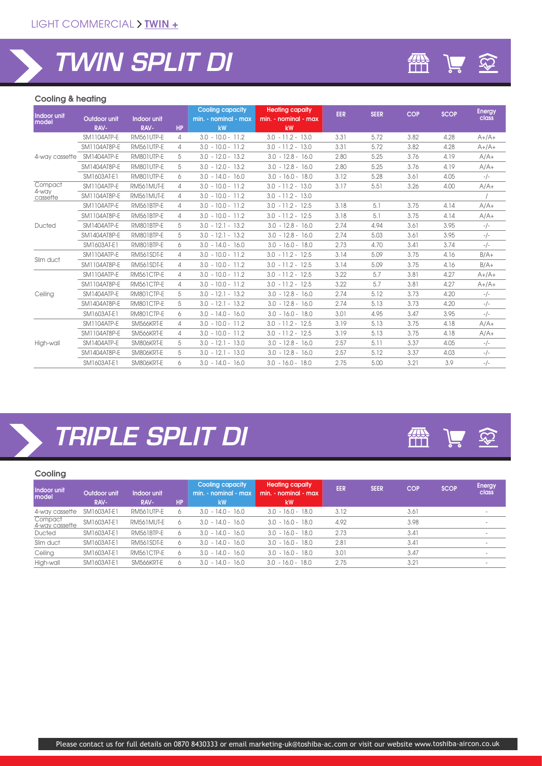LIGHT COMMERCIAL > TWIN +

# TWIN SPLIT DI

### Cooling & heating

| Indoor unit model | Outdoor unit RAV- | Indoor unit RAV- | HP | Cooling capacity min. - nominal - max kW | Heating capaity min. - nominal - max kW | EER | SEER | COP | SCOP | Energy class |
|---|---|---|---|---|---|---|---|---|---|---|
| 4-way cassette | SM1104ATP-E | RM561UTP-E | 4 | 3.0 - 10.0 - 11.2 | 3.0 - 11.2 - 13.0 | 3.31 | 5.72 | 3.82 | 4.28 | A+/A+ |
| | SM1104AT8P-E | RM561UTP-E | 4 | 3.0 - 10.0 - 11.2 | 3.0 - 11.2 - 13.0 | 3.31 | 5.72 | 3.82 | 4.28 | A+/A+ |
| | SM1404ATP-E | RM801UTP-E | 5 | 3.0 - 12.0 - 13.2 | 3.0 - 12.8 - 16.0 | 2.80 | 5.25 | 3.76 | 4.19 | A/A+ |
| | SM1404AT8P-E | RM801UTP-E | 5 | 3.0 - 12.0 - 13.2 | 3.0 - 12.8 - 16.0 | 2.80 | 5.25 | 3.76 | 4.19 | A/A+ |
| | SM1603AT-E1 | RM801UTP-E | 6 | 3.0 - 14.0 - 16.0 | 3.0 - 16.0 - 18.0 | 3.12 | 5.28 | 3.61 | 4.05 | -/- |
| Compact 4-way cassette | SM1104ATP-E | RM561MUT-E | 4 | 3.0 - 10.0 - 11.2 | 3.0 - 11.2 - 13.0 | 3.17 | 5.51 | 3.26 | 4.00 | A/A+ |
| | SM1104AT8P-E | RM561MUT-E | 4 | 3.0 - 10.0 - 11.2 | 3.0 - 11.2 - 13.0 | | | | | / |
| Ducted | SM1104ATP-E | RM561BTP-E | 4 | 3.0 - 10.0 - 11.2 | 3.0 - 11.2 - 12.5 | 3.18 | 5.1 | 3.75 | 4.14 | A/A+ |
| | SM1104AT8P-E | RM561BTP-E | 4 | 3.0 - 10.0 - 11.2 | 3.0 - 11.2 - 12.5 | 3.18 | 5.1 | 3.75 | 4.14 | A/A+ |
| | SM1404ATP-E | RM801BTP-E | 5 | 3.0 - 12.1 - 13.2 | 3.0 - 12.8 - 16.0 | 2.74 | 4.94 | 3.61 | 3.95 | -/- |
| | SM1404AT8P-E | RM801BTP-E | 5 | 3.0 - 12.1 - 13.2 | 3.0 - 12.8 - 16.0 | 2.74 | 5.03 | 3.61 | 3.95 | -/- |
| | SM1603AT-E1 | RM801BTP-E | 6 | 3.0 - 14.0 - 16.0 | 3.0 - 16.0 - 18.0 | 2.73 | 4.70 | 3.41 | 3.74 | -/- |
| Slim duct | SM1104ATP-E | RM561SDT-E | 4 | 3.0 - 10.0 - 11.2 | 3.0 - 11.2 - 12.5 | 3.14 | 5.09 | 3.75 | 4.16 | B/A+ |
| | SM1104AT8P-E | RM561SDT-E | 4 | 3.0 - 10.0 - 11.2 | 3.0 - 11.2 - 12.5 | 3.14 | 5.09 | 3.75 | 4.16 | B/A+ |
| Ceiling | SM1104ATP-E | RM561CTP-E | 4 | 3.0 - 10.0 - 11.2 | 3.0 - 11.2 - 12.5 | 3.22 | 5.7 | 3.81 | 4.27 | A+/A+ |
| | SM1104AT8P-E | RM561CTP-E | 4 | 3.0 - 10.0 - 11.2 | 3.0 - 11.2 - 12.5 | 3.22 | 5.7 | 3.81 | 4.27 | A+/A+ |
| | SM1404ATP-E | RM801CTP-E | 5 | 3.0 - 12.1 - 13.2 | 3.0 - 12.8 - 16.0 | 2.74 | 5.12 | 3.73 | 4.20 | -/- |
| | SM1404AT8P-E | RM801CTP-E | 5 | 3.0 - 12.1 - 13.2 | 3.0 - 12.8 - 16.0 | 2.74 | 5.13 | 3.73 | 4.20 | -/- |
| | SM1603AT-E1 | RM801CTP-E | 6 | 3.0 - 14.0 - 16.0 | 3.0 - 16.0 - 18.0 | 3.01 | 4.95 | 3.47 | 3.95 | -/- |
| High-wall | SM1104ATP-E | SM566KRT-E | 4 | 3.0 - 10.0 - 11.2 | 3.0 - 11.2 - 12.5 | 3.19 | 5.13 | 3.75 | 4.18 | A/A+ |
| | SM1104AT8P-E | SM566KRT-E | 4 | 3.0 - 10.0 - 11.2 | 3.0 - 11.2 - 12.5 | 3.19 | 5.13 | 3.75 | 4.18 | A/A+ |
| | SM1404ATP-E | SM806KRT-E | 5 | 3.0 - 12.1 - 13.0 | 3.0 - 12.8 - 16.0 | 2.57 | 5.11 | 3.37 | 4.05 | -/- |
| | SM1404AT8P-E | SM806KRT-E | 5 | 3.0 - 12.1 - 13.0 | 3.0 - 12.8 - 16.0 | 2.57 | 5.12 | 3.37 | 4.03 | -/- |
| | SM1603AT-E1 | SM806KRT-E | 6 | 3.0 - 14.0 - 16.0 | 3.0 - 16.0 - 18.0 | 2.75 | 5.00 | 3.21 | 3.9 | -/- |

# TRIPLE SPLIT DI

### Cooling

| Indoor unit model | Outdoor unit RAV- | Indoor unit RAV- | HP | Cooling capacity min. - nominal - max kW | Heating capaity min. - nominal - max kW | EER | SEER | COP | SCOP | Energy class |
|---|---|---|---|---|---|---|---|---|---|---|
| 4-way cassette | SM1603AT-E1 | RM561UTP-E | 6 | 3.0 - 14.0 - 16.0 | 3.0 - 16.0 - 18.0 | 3.12 | | 3.61 | | - |
| Compact 4-way cassette | SM1603AT-E1 | RM561MUT-E | 6 | 3.0 - 14.0 - 16.0 | 3.0 - 16.0 - 18.0 | 4.92 | | 3.98 | | - |
| Ducted | SM1603AT-E1 | RM561BTP-E | 6 | 3.0 - 14.0 - 16.0 | 3.0 - 16.0 - 18.0 | 2.73 | | 3.41 | | - |
| Slim duct | SM1603AT-E1 | RM561SDT-E | 6 | 3.0 - 14.0 - 16.0 | 3.0 - 16.0 - 18.0 | 2.81 | | 3.41 | | - |
| Ceiling | SM1603AT-E1 | RM561CTP-E | 6 | 3.0 - 14.0 - 16.0 | 3.0 - 16.0 - 18.0 | 3.01 | | 3.47 | | - |
| High-wall | SM1603AT-E1 | SM566KRT-E | 6 | 3.0 - 14.0 - 16.0 | 3.0 - 16.0 - 18.0 | 2.75 | | 3.21 | | - |

Please contact us for full details on 0870 8430333 or email marketing-uk@toshiba-ac.com or visit our website www.toshiba-aircon.co.uk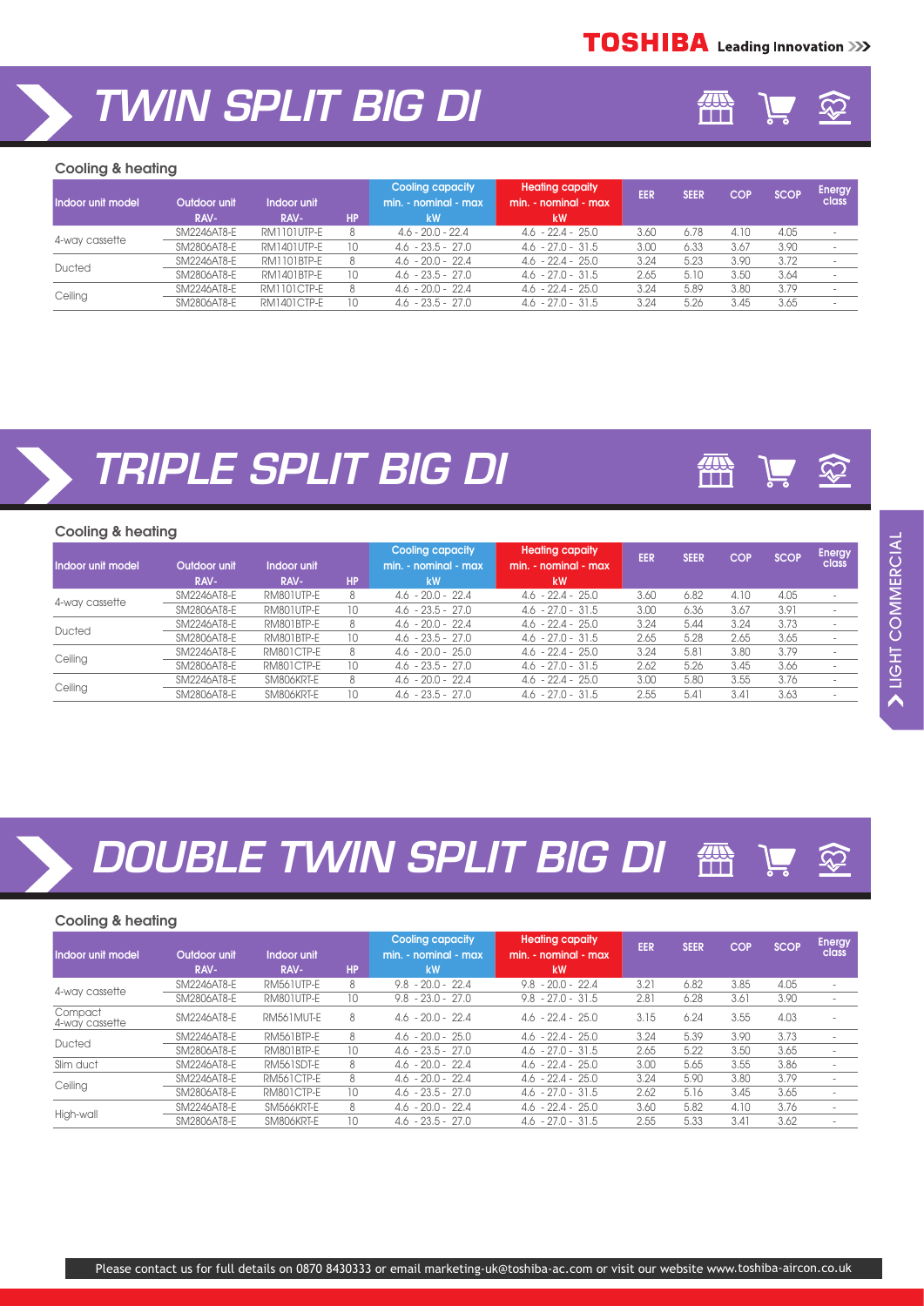# TWIN SPLIT BIG DI

### Cooling & heating

| Indoor unit model | Outdoor unit RAV- | Indoor unit RAV- | HP | Cooling capacity min. - nominal - max kW | Heating capaity min. - nominal - max kW | EER | SEER | COP | SCOP | Energy class |
|---|---|---|---|---|---|---|---|---|---|---|
| 4-way cassette | SM2246AT8-E | RM1101UTP-E | 8 | 4.6 - 20.0 - 22.4 | 4.6 - 22.4 - 25.0 | 3.60 | 6.78 | 4.10 | 4.05 | - |
| | SM2806AT8-E | RM1401UTP-E | 10 | 4.6 - 23.5 - 27.0 | 4.6 - 27.0 - 31.5 | 3.00 | 6.33 | 3.67 | 3.90 | - |
| Ducted | SM2246AT8-E | RM1101BTP-E | 8 | 4.6 - 20.0 - 22.4 | 4.6 - 22.4 - 25.0 | 3.24 | 5.23 | 3.90 | 3.72 | - |
| | SM2806AT8-E | RM1401BTP-E | 10 | 4.6 - 23.5 - 27.0 | 4.6 - 27.0 - 31.5 | 2.65 | 5.10 | 3.50 | 3.64 | - |
| Ceiling | SM2246AT8-E | RM1101CTP-E | 8 | 4.6 - 20.0 - 22.4 | 4.6 - 22.4 - 25.0 | 3.24 | 5.89 | 3.80 | 3.79 | - |
| | SM2806AT8-E | RM1401CTP-E | 10 | 4.6 - 23.5 - 27.0 | 4.6 - 27.0 - 31.5 | 3.24 | 5.26 | 3.45 | 3.65 | - |

# TRIPLE SPLIT BIG DI

### Cooling & heating

| Indoor unit model | Outdoor unit RAV- | Indoor unit RAV- | HP | Cooling capacity min. - nominal - max kW | Heating capaity min. - nominal - max kW | EER | SEER | COP | SCOP | Energy class |
|---|---|---|---|---|---|---|---|---|---|---|
| 4-way cassette | SM2246AT8-E | RM801UTP-E | 8 | 4.6 - 20.0 - 22.4 | 4.6 - 22.4 - 25.0 | 3.60 | 6.82 | 4.10 | 4.05 | - |
| | SM2806AT8-E | RM801UTP-E | 10 | 4.6 - 23.5 - 27.0 | 4.6 - 27.0 - 31.5 | 3.00 | 6.36 | 3.67 | 3.91 | - |
| Ducted | SM2246AT8-E | RM801BTP-E | 8 | 4.6 - 20.0 - 22.4 | 4.6 - 22.4 - 25.0 | 3.24 | 5.44 | 3.24 | 3.73 | - |
| | SM2806AT8-E | RM801BTP-E | 10 | 4.6 - 23.5 - 27.0 | 4.6 - 27.0 - 31.5 | 2.65 | 5.28 | 2.65 | 3.65 | - |
| Ceiling | SM2246AT8-E | RM801CTP-E | 8 | 4.6 - 20.0 - 25.0 | 4.6 - 22.4 - 25.0 | 3.24 | 5.81 | 3.80 | 3.79 | - |
| | SM2806AT8-E | RM801CTP-E | 10 | 4.6 - 23.5 - 27.0 | 4.6 - 27.0 - 31.5 | 2.62 | 5.26 | 3.45 | 3.66 | - |
| Ceiling | SM2246AT8-E | SM806KRT-E | 8 | 4.6 - 20.0 - 22.4 | 4.6 - 22.4 - 25.0 | 3.00 | 5.80 | 3.55 | 3.76 | - |
| | SM2806AT8-E | SM806KRT-E | 10 | 4.6 - 23.5 - 27.0 | 4.6 - 27.0 - 31.5 | 2.55 | 5.41 | 3.41 | 3.63 | - |

# DOUBLE TWIN SPLIT BIG DI

### Cooling & heating

| Indoor unit model | Outdoor unit RAV- | Indoor unit RAV- | HP | Cooling capacity min. - nominal - max kW | Heating capaity min. - nominal - max kW | EER | SEER | COP | SCOP | Energy class |
|---|---|---|---|---|---|---|---|---|---|---|
| 4-way cassette | SM2246AT8-E | RM561UTP-E | 8 | 9.8 - 20.0 - 22.4 | 9.8 - 20.0 - 22.4 | 3.21 | 6.82 | 3.85 | 4.05 | - |
| | SM2806AT8-E | RM801UTP-E | 10 | 9.8 - 23.0 - 27.0 | 9.8 - 27.0 - 31.5 | 2.81 | 6.28 | 3.61 | 3.90 | - |
| Compact 4-way cassette | SM2246AT8-E | RM561MUT-E | 8 | 4.6 - 20.0 - 22.4 | 4.6 - 22.4 - 25.0 | 3.15 | 6.24 | 3.55 | 4.03 | - |
| Ducted | SM2246AT8-E | RM561BTP-E | 8 | 4.6 - 20.0 - 25.0 | 4.6 - 22.4 - 25.0 | 3.24 | 5.39 | 3.90 | 3.73 | - |
| | SM2806AT8-E | RM801BTP-E | 10 | 4.6 - 23.5 - 27.0 | 4.6 - 27.0 - 31.5 | 2.65 | 5.22 | 3.50 | 3.65 | - |
| Slim duct | SM2246AT8-E | RM561SDT-E | 8 | 4.6 - 20.0 - 22.4 | 4.6 - 22.4 - 25.0 | 3.00 | 5.65 | 3.55 | 3.86 | - |
| Ceiling | SM2246AT8-E | RM561CTP-E | 8 | 4.6 - 20.0 - 22.4 | 4.6 - 22.4 - 25.0 | 3.24 | 5.90 | 3.80 | 3.79 | - |
| | SM2806AT8-E | RM801CTP-E | 10 | 4.6 - 23.5 - 27.0 | 4.6 - 27.0 - 31.5 | 2.62 | 5.16 | 3.45 | 3.65 | - |
| High-wall | SM2246AT8-E | SM566KRT-E | 8 | 4.6 - 20.0 - 22.4 | 4.6 - 22.4 - 25.0 | 3.60 | 5.82 | 4.10 | 3.76 | - |
| | SM2806AT8-E | SM806KRT-E | 10 | 4.6 - 23.5 - 27.0 | 4.6 - 27.0 - 31.5 | 2.55 | 5.33 | 3.41 | 3.62 | - |

Please contact us for full details on 0870 8430333 or email marketing-uk@toshiba-ac.com or visit our website www.toshiba-aircon.co.uk